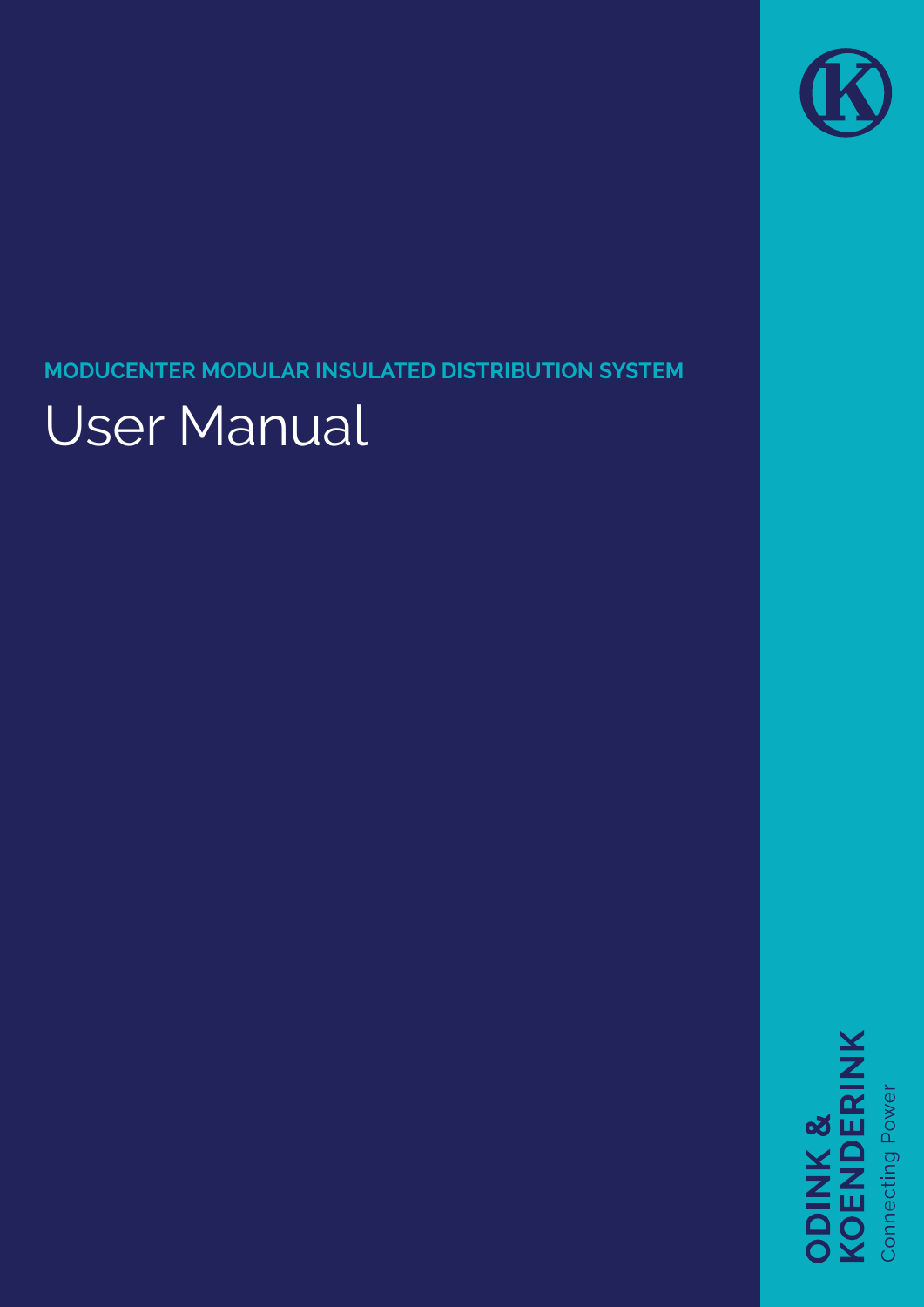**MODUCENTER MODULAR INSULATED DISTRIBUTION SYSTEM**

# User Manual

ODINK & KOENDERINK

Connecting Power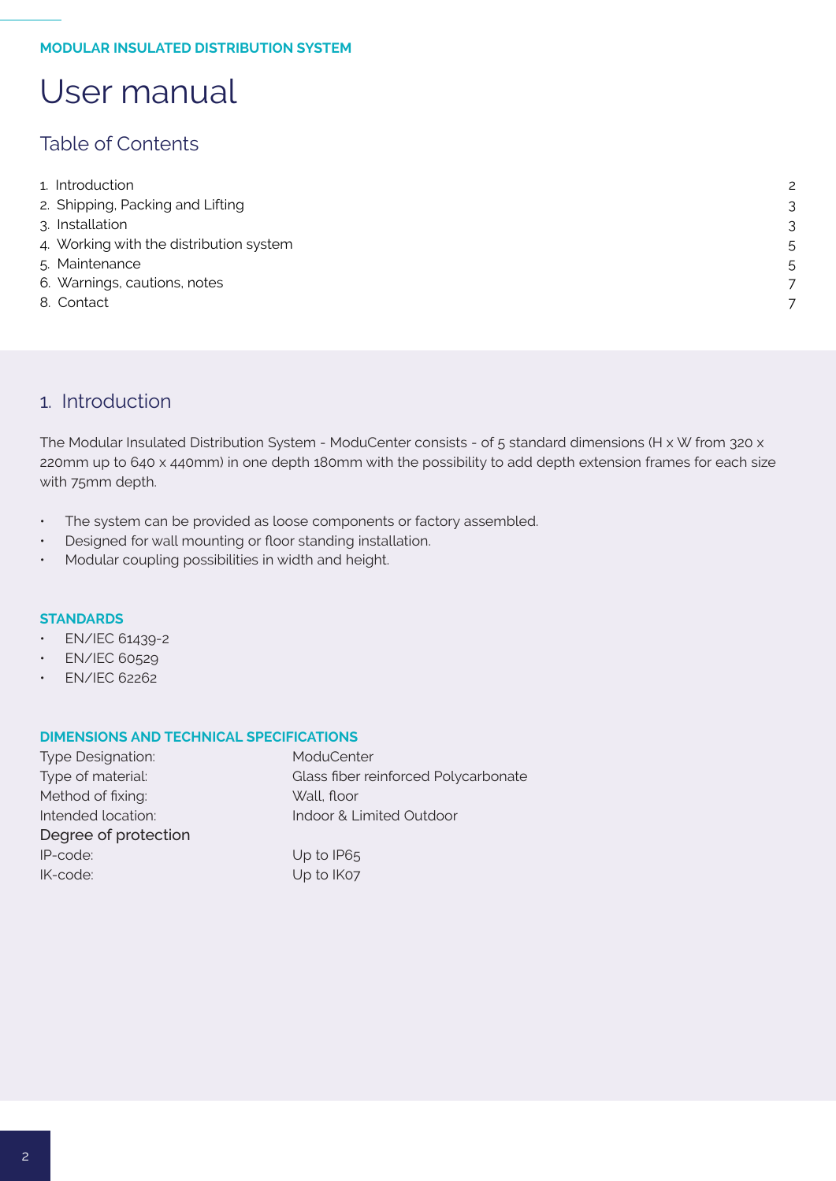**MODULAR INSULATED DISTRIBUTION SYSTEM**

# User manual

## Table of Contents

| | |
|---|---|
| 1. Introduction | 2 |
| 2. Shipping, Packing and Lifting | 3 |
| 3. Installation | 3 |
| 4. Working with the distribution system | 5 |
| 5. Maintenance | 5 |
| 6. Warnings, cautions, notes | 7 |
| 8. Contact | 7 |

## 1. Introduction

The Modular Insulated Distribution System - ModuCenter consists - of 5 standard dimensions (H x W from 320 x 220mm up to 640 x 440mm) in one depth 180mm with the possibility to add depth extension frames for each size with 75mm depth.

- The system can be provided as loose components or factory assembled.
- Designed for wall mounting or floor standing installation.
- Modular coupling possibilities in width and height.

### STANDARDS

- EN/IEC 61439-2
- EN/IEC 60529
- EN/IEC 62262

### DIMENSIONS AND TECHNICAL SPECIFICATIONS

| | |
|---|---|
| Type Designation: | ModuCenter |
| Type of material: | Glass fiber reinforced Polycarbonate |
| Method of fixing: | Wall, floor |
| Intended location: | Indoor & Limited Outdoor |
| **Degree of protection** | |
| IP-code: | Up to IP65 |
| IK-code: | Up to IK07 |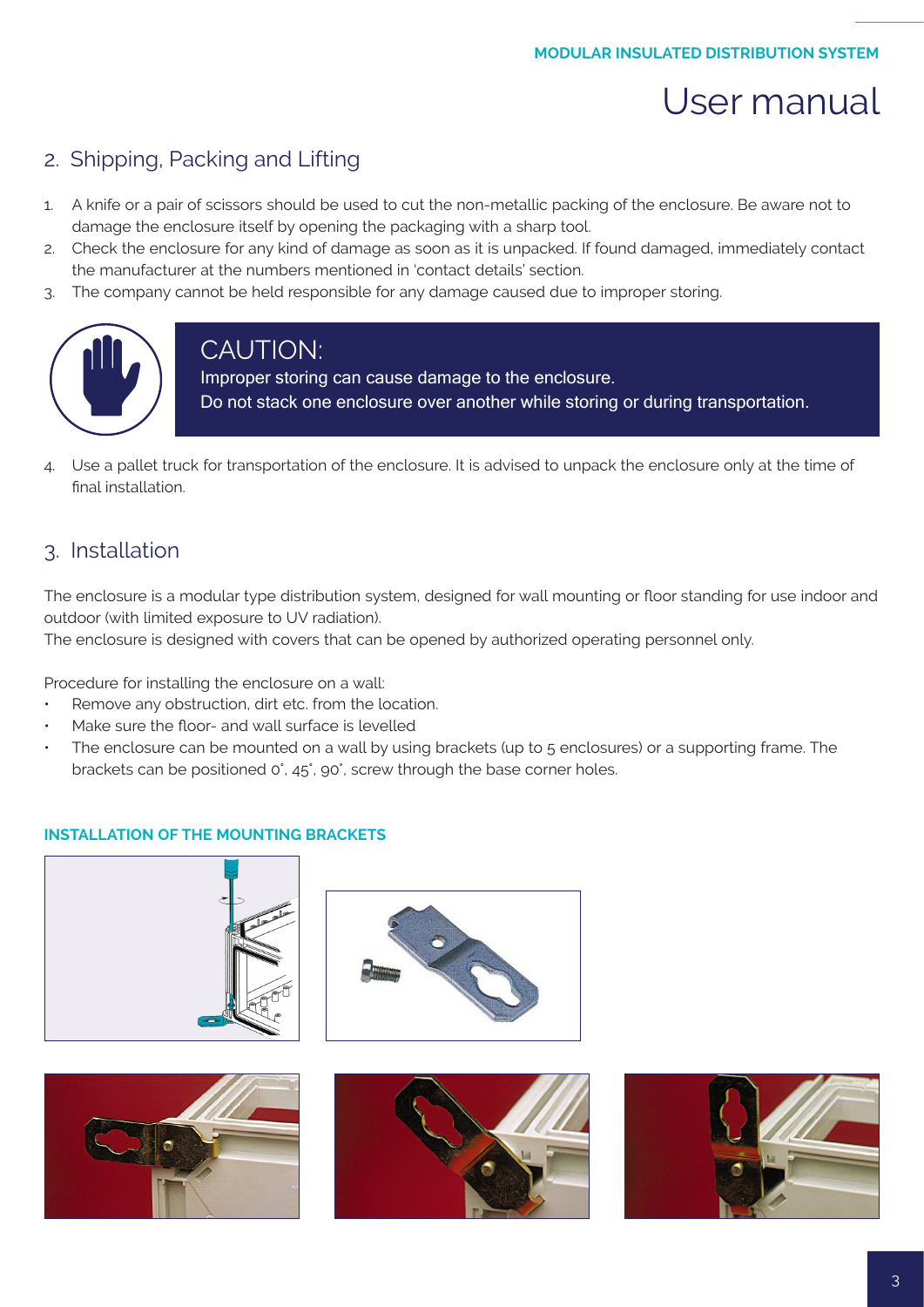## 2. Shipping, Packing and Lifting

1. A knife or a pair of scissors should be used to cut the non-metallic packing of the enclosure. Be aware not to damage the enclosure itself by opening the packaging with a sharp tool.
2. Check the enclosure for any kind of damage as soon as it is unpacked. If found damaged, immediately contact the manufacturer at the numbers mentioned in 'contact details' section.
3. The company cannot be held responsible for any damage caused due to improper storing.

> **CAUTION:**
> Improper storing can cause damage to the enclosure.
> Do not stack one enclosure over another while storing or during transportation.

4. Use a pallet truck for transportation of the enclosure. It is advised to unpack the enclosure only at the time of final installation.

## 3. Installation

The enclosure is a modular type distribution system, designed for wall mounting or floor standing for use indoor and outdoor (with limited exposure to UV radiation).
The enclosure is designed with covers that can be opened by authorized operating personnel only.

Procedure for installing the enclosure on a wall:

- Remove any obstruction, dirt etc. from the location.
- Make sure the floor- and wall surface is levelled
- The enclosure can be mounted on a wall by using brackets (up to 5 enclosures) or a supporting frame. The brackets can be positioned 0˚, 45˚, 90˚, screw through the base corner holes.

**INSTALLATION OF THE MOUNTING BRACKETS**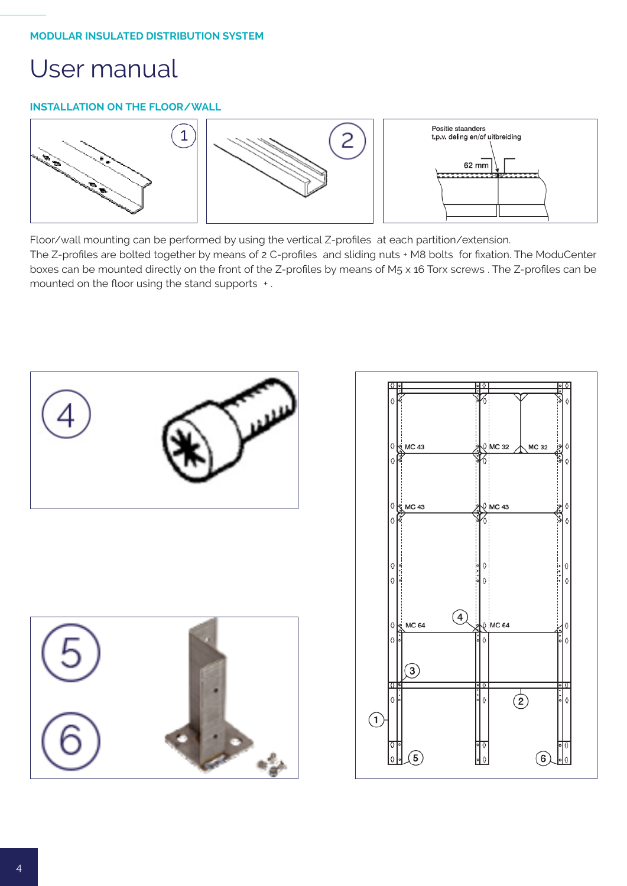MODULAR INSULATED DISTRIBUTION SYSTEM

# User manual

## INSTALLATION ON THE FLOOR/WALL

Floor/wall mounting can be performed by using the vertical Z-profiles at each partition/extension.
The Z-profiles are bolted together by means of 2 C-profiles and sliding nuts + M8 bolts for fixation. The ModuCenter boxes can be mounted directly on the front of the Z-profiles by means of M5 x 16 Torx screws . The Z-profiles can be mounted on the floor using the stand supports + .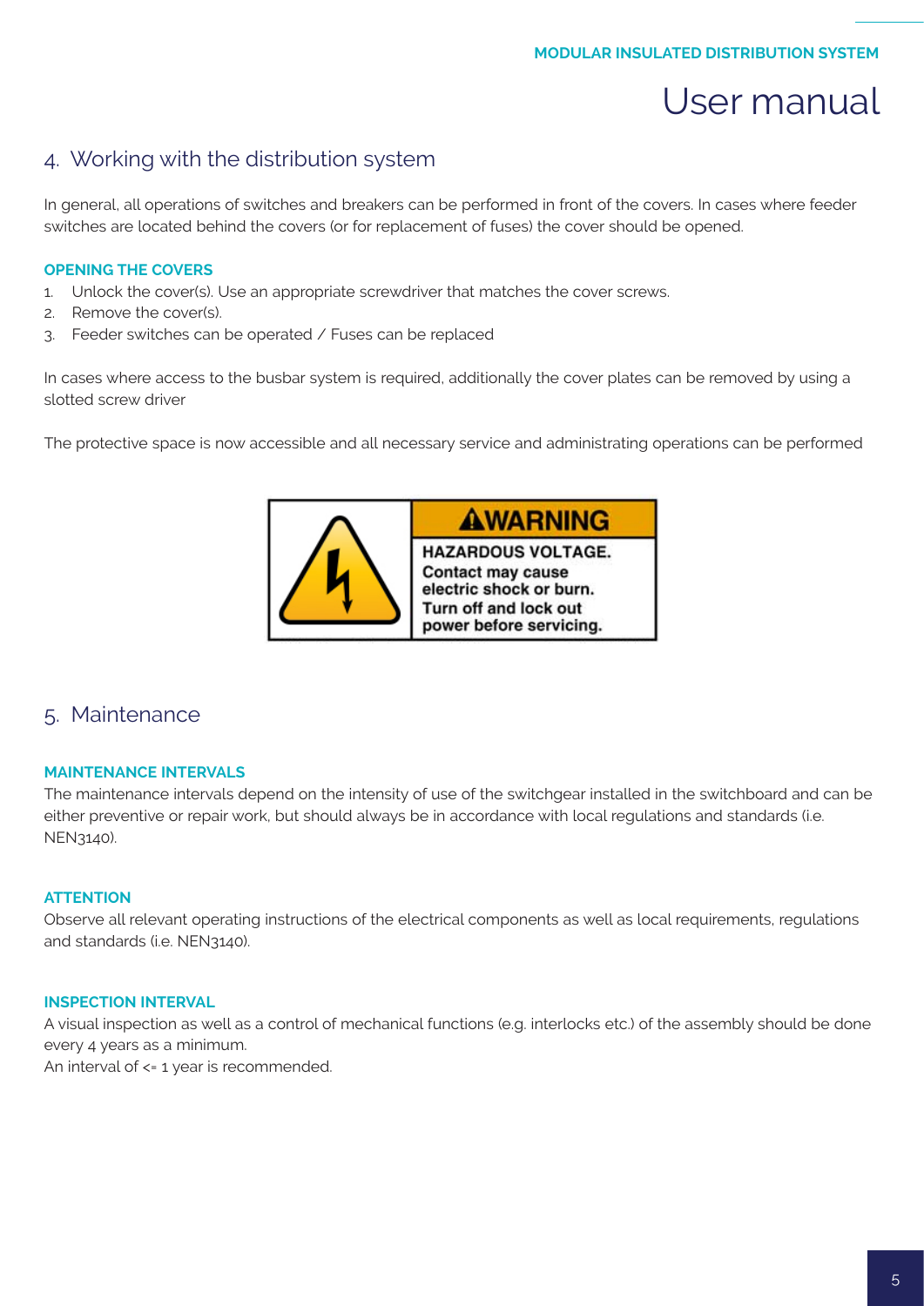## 4. Working with the distribution system

In general, all operations of switches and breakers can be performed in front of the covers. In cases where feeder switches are located behind the covers (or for replacement of fuses) the cover should be opened.

### OPENING THE COVERS

1. Unlock the cover(s). Use an appropriate screwdriver that matches the cover screws.
2. Remove the cover(s).
3. Feeder switches can be operated / Fuses can be replaced

In cases where access to the busbar system is required, additionally the cover plates can be removed by using a slotted screw driver

The protective space is now accessible and all necessary service and administrating operations can be performed

**⚠WARNING**

**HAZARDOUS VOLTAGE.**
**Contact may cause electric shock or burn.**
**Turn off and lock out power before servicing.**

## 5. Maintenance

### MAINTENANCE INTERVALS

The maintenance intervals depend on the intensity of use of the switchgear installed in the switchboard and can be either preventive or repair work, but should always be in accordance with local regulations and standards (i.e. NEN3140).

### ATTENTION

Observe all relevant operating instructions of the electrical components as well as local requirements, regulations and standards (i.e. NEN3140).

### INSPECTION INTERVAL

A visual inspection as well as a control of mechanical functions (e.g. interlocks etc.) of the assembly should be done every 4 years as a minimum.
An interval of <= 1 year is recommended.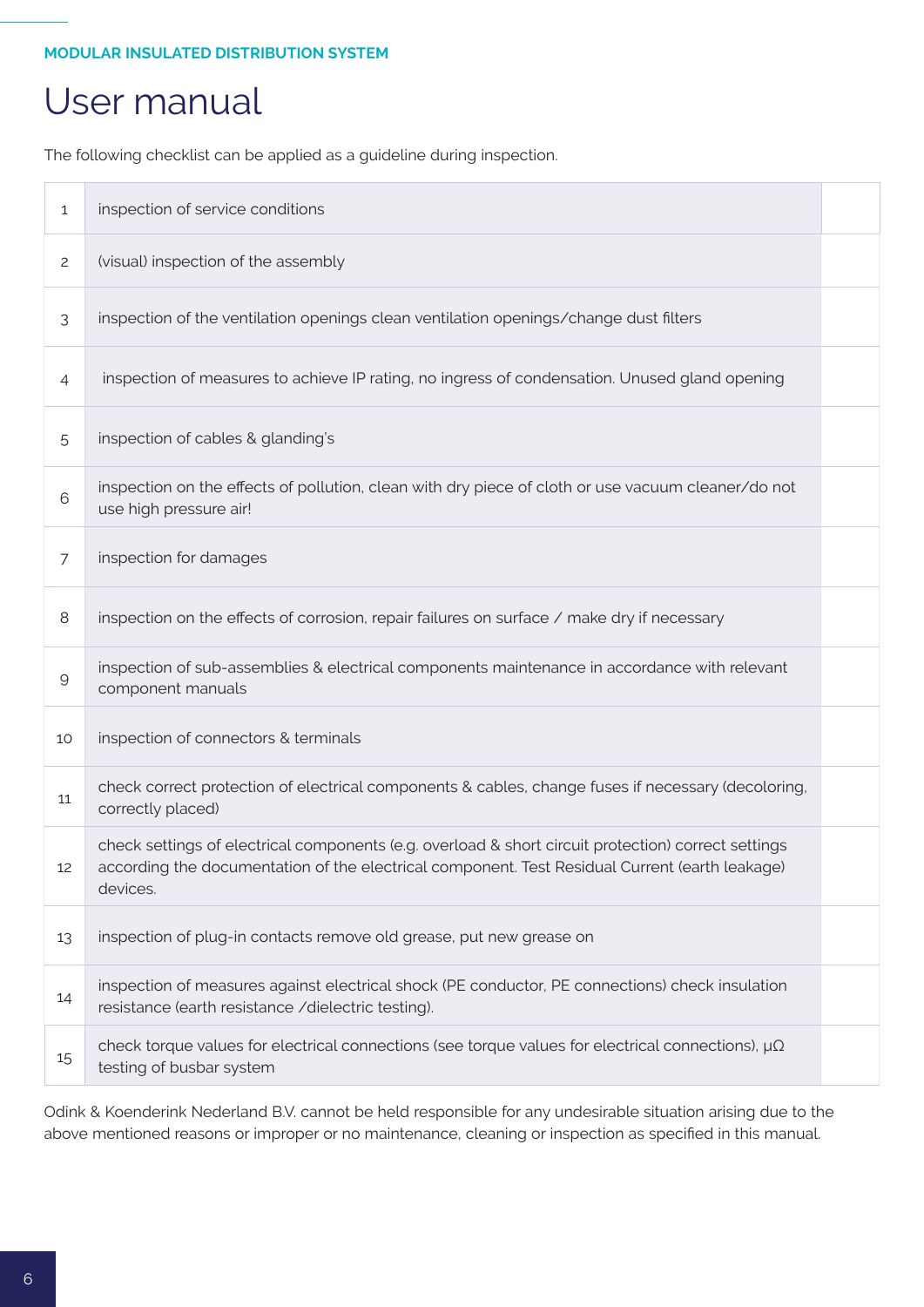MODULAR INSULATED DISTRIBUTION SYSTEM

# User manual

The following checklist can be applied as a guideline during inspection.

| | | |
|---|---|---|
| 1 | inspection of service conditions | |
| 2 | (visual) inspection of the assembly | |
| 3 | inspection of the ventilation openings clean ventilation openings/change dust filters | |
| 4 | inspection of measures to achieve IP rating, no ingress of condensation. Unused gland opening | |
| 5 | inspection of cables & glanding's | |
| 6 | inspection on the effects of pollution, clean with dry piece of cloth or use vacuum cleaner/do not use high pressure air! | |
| 7 | inspection for damages | |
| 8 | inspection on the effects of corrosion, repair failures on surface / make dry if necessary | |
| 9 | inspection of sub-assemblies & electrical components maintenance in accordance with relevant component manuals | |
| 10 | inspection of connectors & terminals | |
| 11 | check correct protection of electrical components & cables, change fuses if necessary (decoloring, correctly placed) | |
| 12 | check settings of electrical components (e.g. overload & short circuit protection) correct settings according the documentation of the electrical component. Test Residual Current (earth leakage) devices. | |
| 13 | inspection of plug-in contacts remove old grease, put new grease on | |
| 14 | inspection of measures against electrical shock (PE conductor, PE connections) check insulation resistance (earth resistance /dielectric testing). | |
| 15 | check torque values for electrical connections (see torque values for electrical connections), μΩ testing of busbar system | |

Odink & Koenderink Nederland B.V. cannot be held responsible for any undesirable situation arising due to the above mentioned reasons or improper or no maintenance, cleaning or inspection as specified in this manual.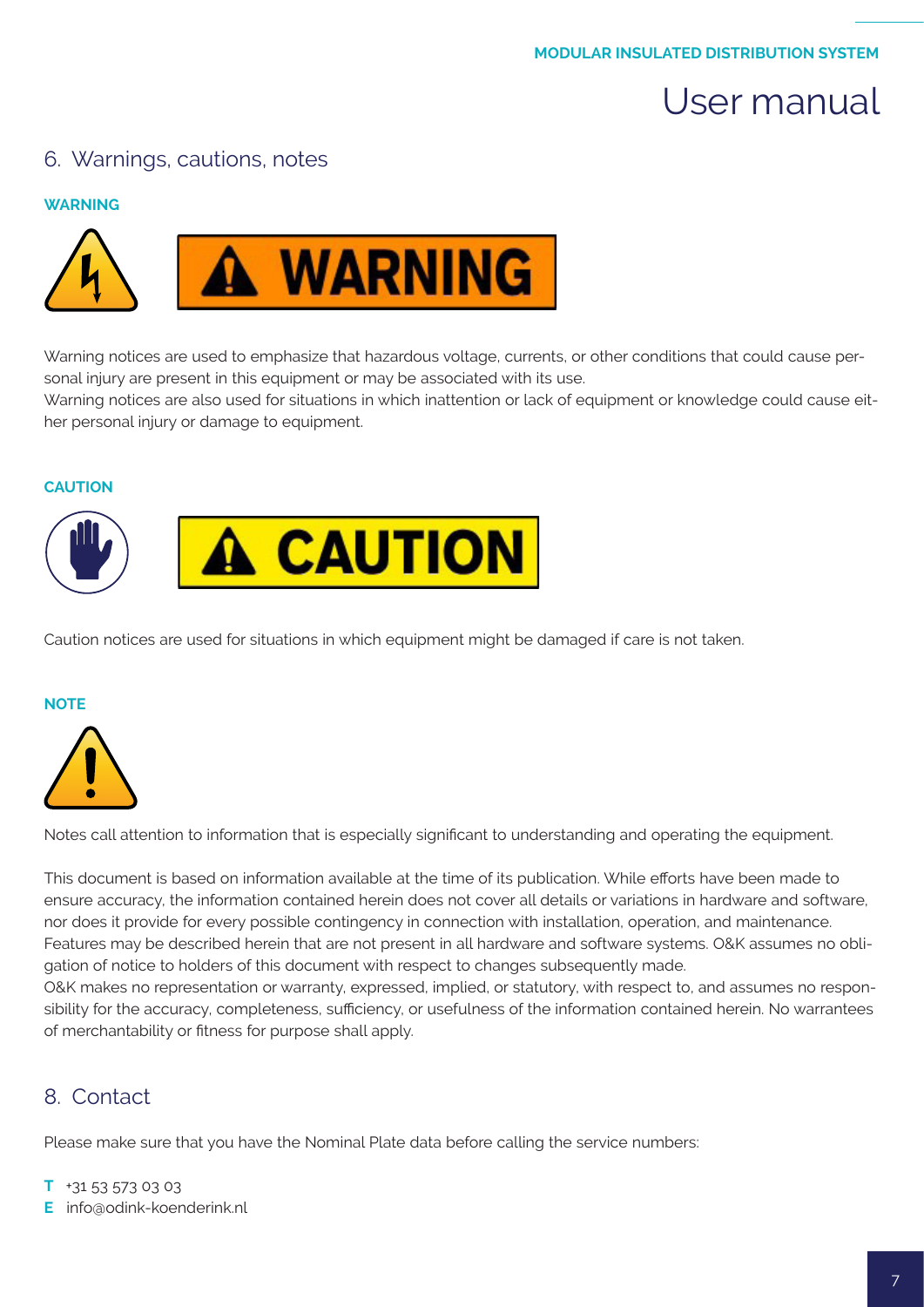## 6. Warnings, cautions, notes

**WARNING**

Warning notices are used to emphasize that hazardous voltage, currents, or other conditions that could cause personal injury are present in this equipment or may be associated with its use.
Warning notices are also used for situations in which inattention or lack of equipment or knowledge could cause either personal injury or damage to equipment.

**CAUTION**

Caution notices are used for situations in which equipment might be damaged if care is not taken.

**NOTE**

Notes call attention to information that is especially significant to understanding and operating the equipment.

This document is based on information available at the time of its publication. While efforts have been made to ensure accuracy, the information contained herein does not cover all details or variations in hardware and software, nor does it provide for every possible contingency in connection with installation, operation, and maintenance. Features may be described herein that are not present in all hardware and software systems. O&K assumes no obligation of notice to holders of this document with respect to changes subsequently made.
O&K makes no representation or warranty, expressed, implied, or statutory, with respect to, and assumes no responsibility for the accuracy, completeness, sufficiency, or usefulness of the information contained herein. No warrantees of merchantability or fitness for purpose shall apply.

## 8. Contact

Please make sure that you have the Nominal Plate data before calling the service numbers:

**T** +31 53 573 03 03
**E** info@odink-koenderink.nl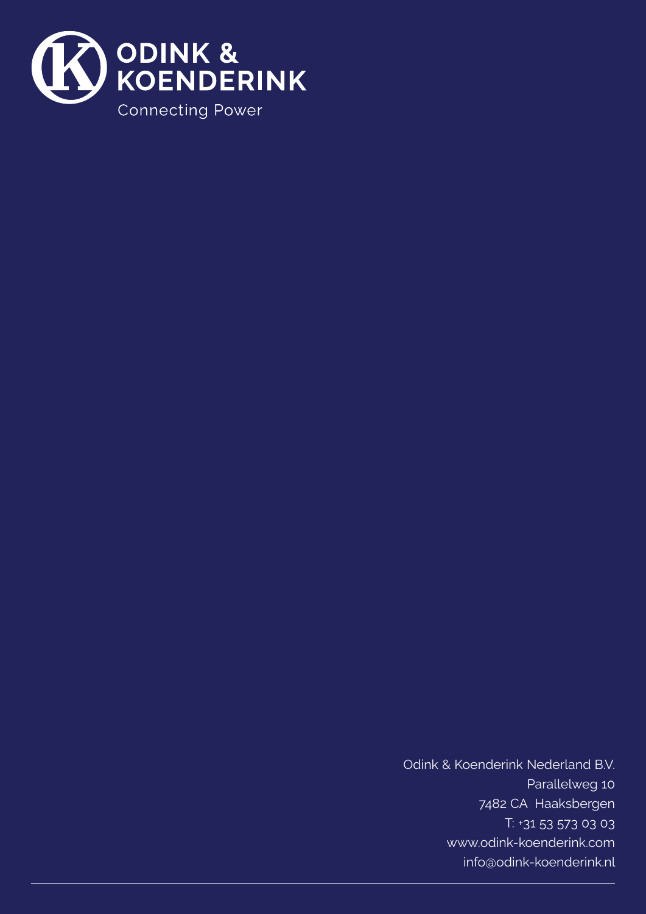ODINK &
KOENDERINK

Connecting Power

Odink & Koenderink Nederland B.V.
Parallelweg 10
7482 CA Haaksbergen
T: +31 53 573 03 03
www.odink-koenderink.com
info@odink-koenderink.nl